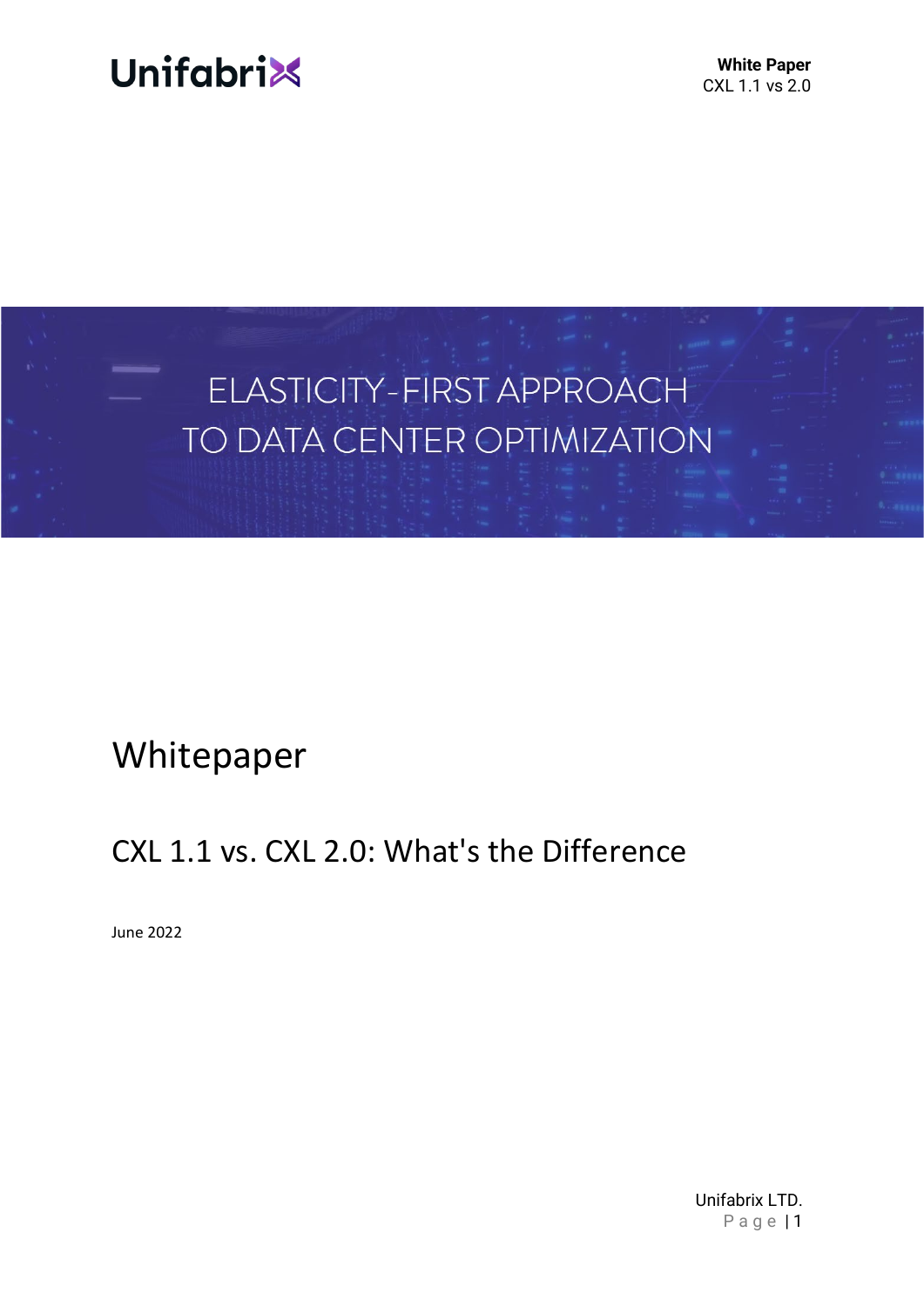Unifabrix

# ELASTICITY-FIRST APPROACH TO DATA CENTER OPTIMIZATION

# Whitepaper

## CXL 1.1 vs. CXL 2.0: What's the Difference

June 2022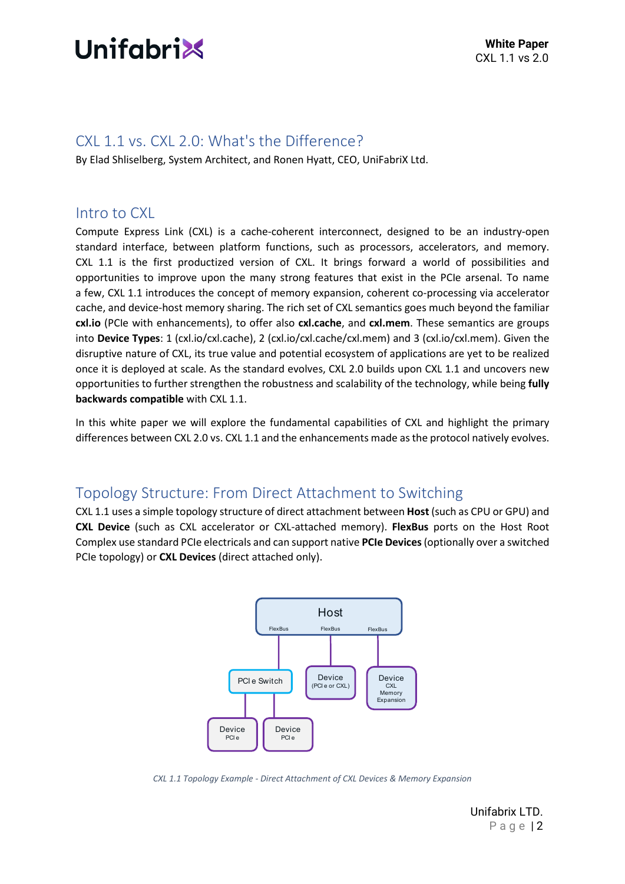## CXL 1.1 vs. CXL 2.0: What's the Difference?

By Elad Shliselberg, System Architect, and Ronen Hyatt, CEO, UniFabriX Ltd.

## Intro to CXL

Compute Express Link (CXL) is a cache-coherent interconnect, designed to be an industry-open standard interface, between platform functions, such as processors, accelerators, and memory. CXL 1.1 is the first productized version of CXL. It brings forward a world of possibilities and opportunities to improve upon the many strong features that exist in the PCIe arsenal. To name a few, CXL 1.1 introduces the concept of memory expansion, coherent co-processing via accelerator cache, and device-host memory sharing. The rich set of CXL semantics goes much beyond the familiar **cxl.io** (PCIe with enhancements), to offer also **cxl.cache**, and **cxl.mem**. These semantics are groups into **Device Types**: 1 (cxl.io/cxl.cache), 2 (cxl.io/cxl.cache/cxl.mem) and 3 (cxl.io/cxl.mem). Given the disruptive nature of CXL, its true value and potential ecosystem of applications are yet to be realized once it is deployed at scale. As the standard evolves, CXL 2.0 builds upon CXL 1.1 and uncovers new opportunities to further strengthen the robustness and scalability of the technology, while being **fully backwards compatible** with CXL 1.1.

In this white paper we will explore the fundamental capabilities of CXL and highlight the primary differences between CXL 2.0 vs. CXL 1.1 and the enhancements made as the protocol natively evolves.

## Topology Structure: From Direct Attachment to Switching

CXL 1.1 uses a simple topology structure of direct attachment between **Host** (such as CPU or GPU) and **CXL Device** (such as CXL accelerator or CXL-attached memory). **FlexBus** ports on the Host Root Complex use standard PCIe electricals and can support native **PCIe Devices** (optionally over a switched PCIe topology) or **CXL Devices** (direct attached only).

*CXL 1.1 Topology Example - Direct Attachment of CXL Devices & Memory Expansion*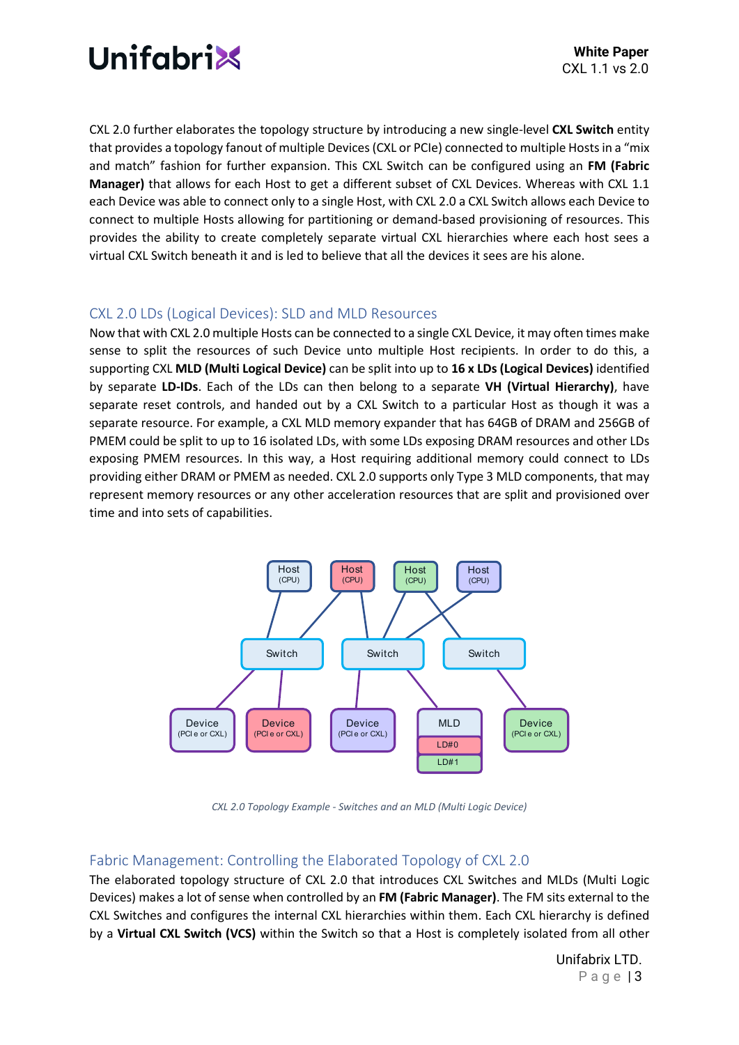CXL 2.0 further elaborates the topology structure by introducing a new single-level **CXL Switch** entity that provides a topology fanout of multiple Devices (CXL or PCIe) connected to multiple Hosts in a "mix and match" fashion for further expansion. This CXL Switch can be configured using an **FM (Fabric Manager)** that allows for each Host to get a different subset of CXL Devices. Whereas with CXL 1.1 each Device was able to connect only to a single Host, with CXL 2.0 a CXL Switch allows each Device to connect to multiple Hosts allowing for partitioning or demand-based provisioning of resources. This provides the ability to create completely separate virtual CXL hierarchies where each host sees a virtual CXL Switch beneath it and is led to believe that all the devices it sees are his alone.

## CXL 2.0 LDs (Logical Devices): SLD and MLD Resources

Now that with CXL 2.0 multiple Hosts can be connected to a single CXL Device, it may often times make sense to split the resources of such Device unto multiple Host recipients. In order to do this, a supporting CXL **MLD (Multi Logical Device)** can be split into up to **16 x LDs (Logical Devices)** identified by separate **LD-IDs**. Each of the LDs can then belong to a separate **VH (Virtual Hierarchy)**, have separate reset controls, and handed out by a CXL Switch to a particular Host as though it was a separate resource. For example, a CXL MLD memory expander that has 64GB of DRAM and 256GB of PMEM could be split to up to 16 isolated LDs, with some LDs exposing DRAM resources and other LDs exposing PMEM resources. In this way, a Host requiring additional memory could connect to LDs providing either DRAM or PMEM as needed. CXL 2.0 supports only Type 3 MLD components, that may represent memory resources or any other acceleration resources that are split and provisioned over time and into sets of capabilities.

*CXL 2.0 Topology Example - Switches and an MLD (Multi Logic Device)*

## Fabric Management: Controlling the Elaborated Topology of CXL 2.0

The elaborated topology structure of CXL 2.0 that introduces CXL Switches and MLDs (Multi Logic Devices) makes a lot of sense when controlled by an **FM (Fabric Manager)**. The FM sits external to the CXL Switches and configures the internal CXL hierarchies within them. Each CXL hierarchy is defined by a **Virtual CXL Switch (VCS)** within the Switch so that a Host is completely isolated from all other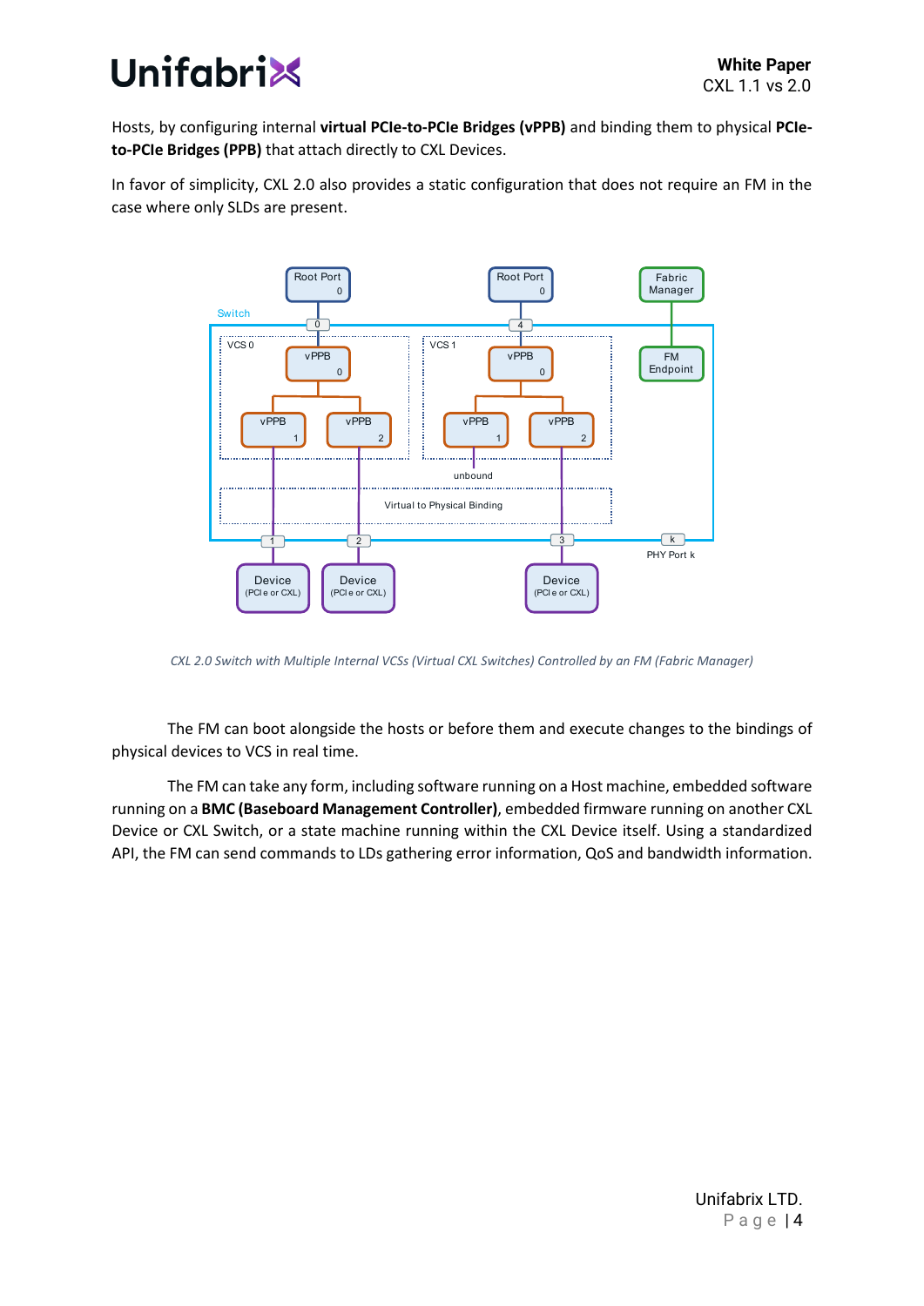Hosts, by configuring internal **virtual PCIe-to-PCIe Bridges (vPPB)** and binding them to physical **PCIe-to-PCIe Bridges (PPB)** that attach directly to CXL Devices.

In favor of simplicity, CXL 2.0 also provides a static configuration that does not require an FM in the case where only SLDs are present.

*CXL 2.0 Switch with Multiple Internal VCSs (Virtual CXL Switches) Controlled by an FM (Fabric Manager)*

The FM can boot alongside the hosts or before them and execute changes to the bindings of physical devices to VCS in real time.

The FM can take any form, including software running on a Host machine, embedded software running on a **BMC (Baseboard Management Controller)**, embedded firmware running on another CXL Device or CXL Switch, or a state machine running within the CXL Device itself. Using a standardized API, the FM can send commands to LDs gathering error information, QoS and bandwidth information.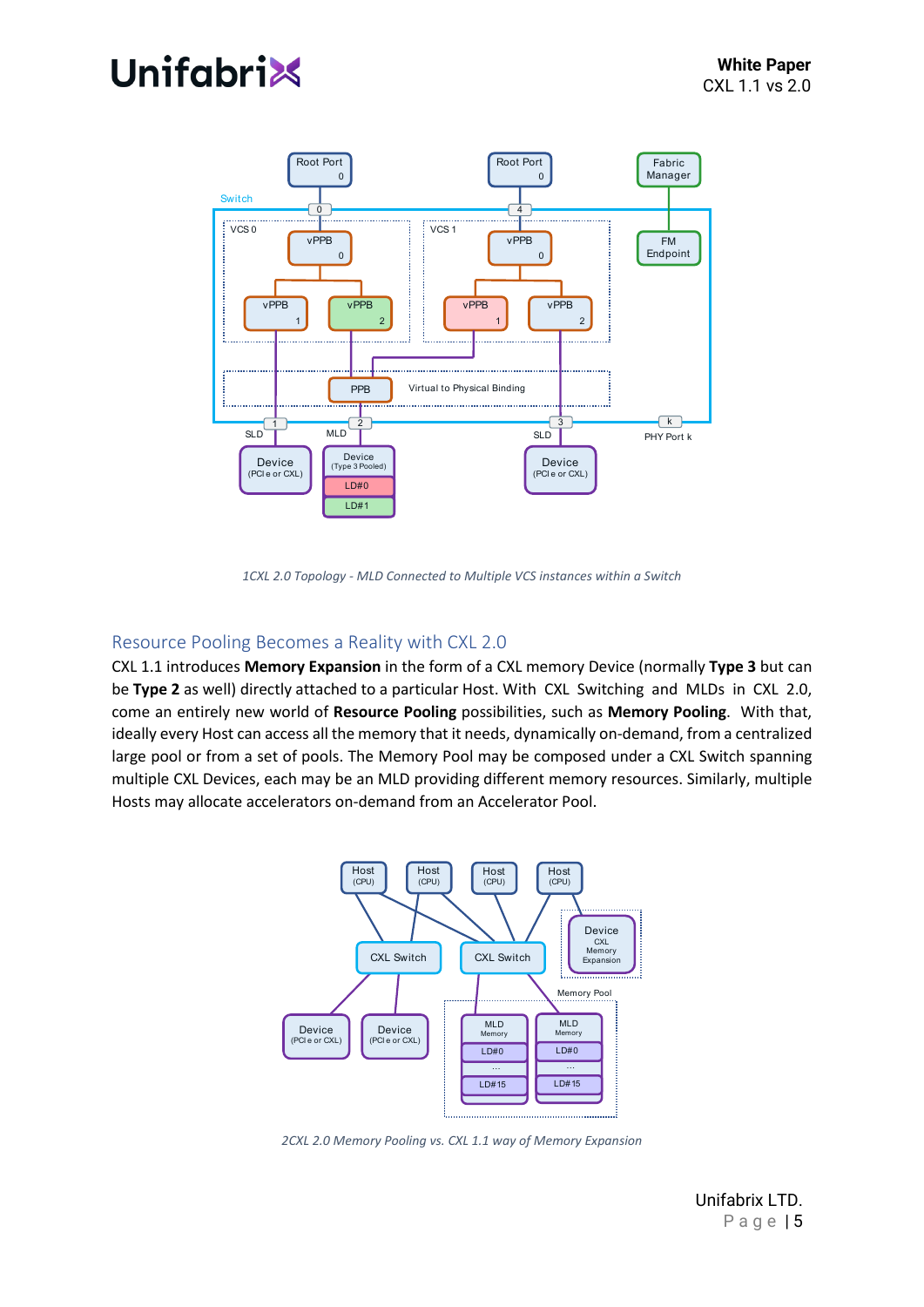*1CXL 2.0 Topology - MLD Connected to Multiple VCS instances within a Switch*

## Resource Pooling Becomes a Reality with CXL 2.0

CXL 1.1 introduces **Memory Expansion** in the form of a CXL memory Device (normally **Type 3** but can be **Type 2** as well) directly attached to a particular Host. With CXL Switching and MLDs in CXL 2.0, come an entirely new world of **Resource Pooling** possibilities, such as **Memory Pooling**. With that, ideally every Host can access all the memory that it needs, dynamically on-demand, from a centralized large pool or from a set of pools. The Memory Pool may be composed under a CXL Switch spanning multiple CXL Devices, each may be an MLD providing different memory resources. Similarly, multiple Hosts may allocate accelerators on-demand from an Accelerator Pool.

*2CXL 2.0 Memory Pooling vs. CXL 1.1 way of Memory Expansion*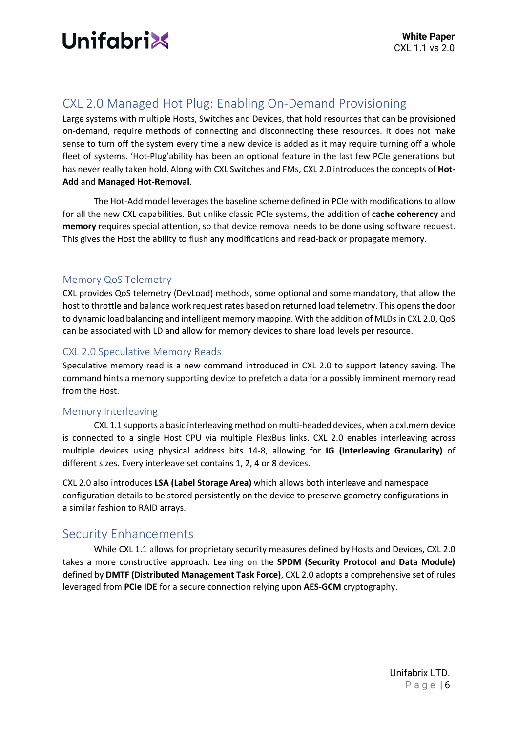## CXL 2.0 Managed Hot Plug: Enabling On-Demand Provisioning

Large systems with multiple Hosts, Switches and Devices, that hold resources that can be provisioned on-demand, require methods of connecting and disconnecting these resources. It does not make sense to turn off the system every time a new device is added as it may require turning off a whole fleet of systems. 'Hot-Plug'ability has been an optional feature in the last few PCIe generations but has never really taken hold. Along with CXL Switches and FMs, CXL 2.0 introduces the concepts of **Hot-Add** and **Managed Hot-Removal**.

The Hot-Add model leverages the baseline scheme defined in PCIe with modifications to allow for all the new CXL capabilities. But unlike classic PCIe systems, the addition of **cache coherency** and **memory** requires special attention, so that device removal needs to be done using software request. This gives the Host the ability to flush any modifications and read-back or propagate memory.

### Memory QoS Telemetry

CXL provides QoS telemetry (DevLoad) methods, some optional and some mandatory, that allow the host to throttle and balance work request rates based on returned load telemetry. This opens the door to dynamic load balancing and intelligent memory mapping. With the addition of MLDs in CXL 2.0, QoS can be associated with LD and allow for memory devices to share load levels per resource.

### CXL 2.0 Speculative Memory Reads

Speculative memory read is a new command introduced in CXL 2.0 to support latency saving. The command hints a memory supporting device to prefetch a data for a possibly imminent memory read from the Host.

### Memory Interleaving

CXL 1.1 supports a basic interleaving method on multi-headed devices, when a cxl.mem device is connected to a single Host CPU via multiple FlexBus links. CXL 2.0 enables interleaving across multiple devices using physical address bits 14-8, allowing for **IG (Interleaving Granularity)** of different sizes. Every interleave set contains 1, 2, 4 or 8 devices.

CXL 2.0 also introduces **LSA (Label Storage Area)** which allows both interleave and namespace configuration details to be stored persistently on the device to preserve geometry configurations in a similar fashion to RAID arrays.

## Security Enhancements

While CXL 1.1 allows for proprietary security measures defined by Hosts and Devices, CXL 2.0 takes a more constructive approach. Leaning on the **SPDM (Security Protocol and Data Module)** defined by **DMTF (Distributed Management Task Force)**, CXL 2.0 adopts a comprehensive set of rules leveraged from **PCIe IDE** for a secure connection relying upon **AES-GCM** cryptography.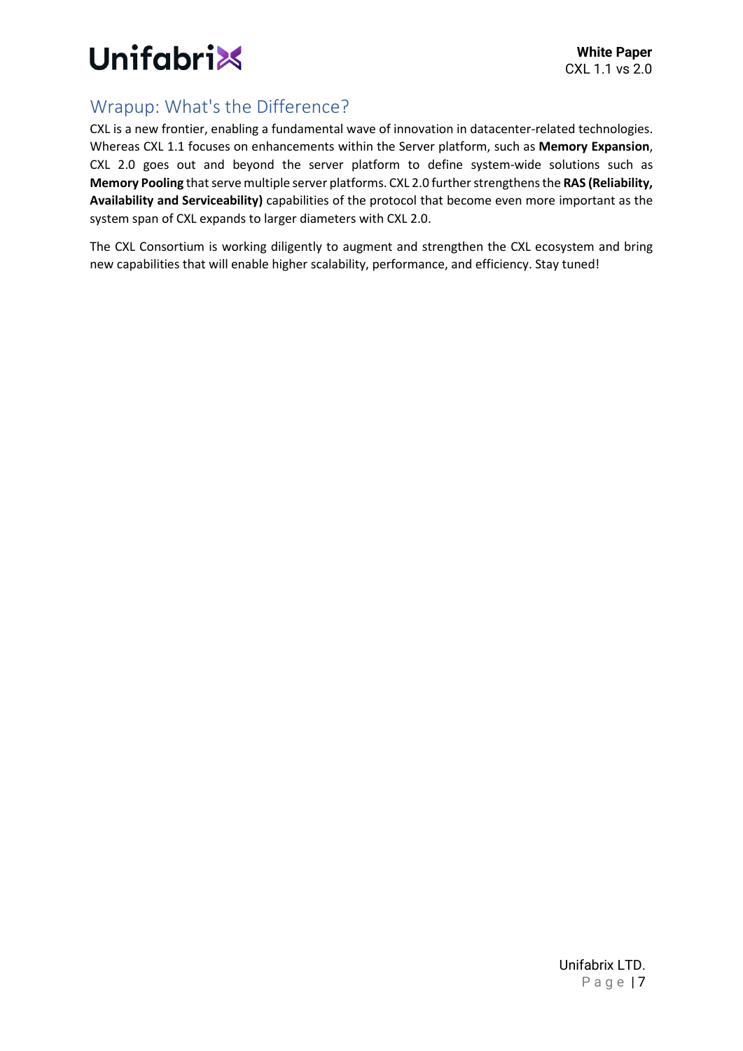## Wrapup: What's the Difference?

CXL is a new frontier, enabling a fundamental wave of innovation in datacenter-related technologies. Whereas CXL 1.1 focuses on enhancements within the Server platform, such as **Memory Expansion**, CXL 2.0 goes out and beyond the server platform to define system-wide solutions such as **Memory Pooling** that serve multiple server platforms. CXL 2.0 further strengthens the **RAS (Reliability, Availability and Serviceability)** capabilities of the protocol that become even more important as the system span of CXL expands to larger diameters with CXL 2.0.

The CXL Consortium is working diligently to augment and strengthen the CXL ecosystem and bring new capabilities that will enable higher scalability, performance, and efficiency. Stay tuned!